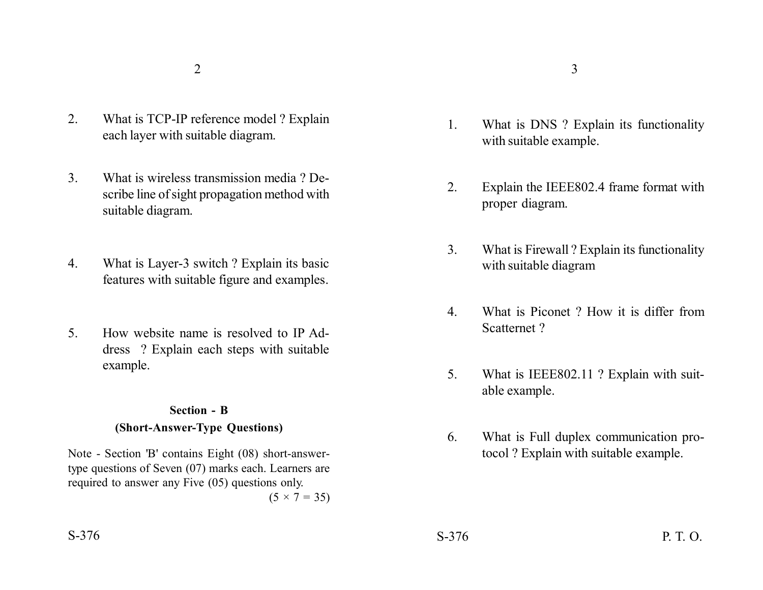2. What is TCP-IP reference model ? Explain each layer with suitable diagram.

3. What is wireless transmission media ? Describe line of sight propagation method with suitable diagram.

4. What is Layer-3 switch ? Explain its basic features with suitable figure and examples.

5. How website name is resolved to IP Address ? Explain each steps with suitable example.

## Section - B

### (Short-Answer-Type Questions)

Note - Section 'B' contains Eight (08) short-answer-type questions of Seven (07) marks each. Learners are required to answer any Five (05) questions only.

(5 × 7 = 35)

1. What is DNS ? Explain its functionality with suitable example.

2. Explain the IEEE802.4 frame format with proper diagram.

3. What is Firewall ? Explain its functionality with suitable diagram

4. What is Piconet ? How it is differ from Scatternet ?

5. What is IEEE802.11 ? Explain with suitable example.

6. What is Full duplex communication protocol ? Explain with suitable example.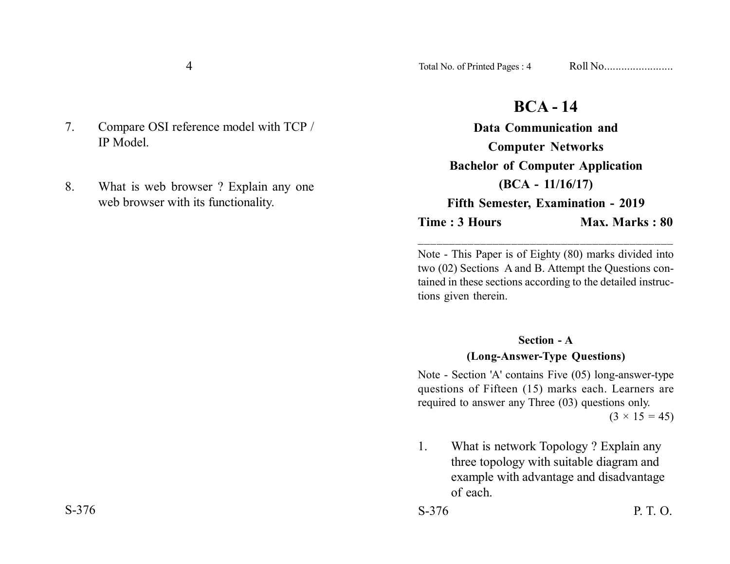7. Compare OSI reference model with TCP / IP Model.

8. What is web browser ? Explain any one web browser with its functionality.

S-376

Total No. of Printed Pages : 4 Roll No.......................

# BCA - 14

## Data Communication and Computer Networks

## Bachelor of Computer Application (BCA - 11/16/17)

## Fifth Semester, Examination - 2019

**Time : 3 Hours** **Max. Marks : 80**

Note - This Paper is of Eighty (80) marks divided into two (02) Sections A and B. Attempt the Questions contained in these sections according to the detailed instructions given therein.

### Section - A

### (Long-Answer-Type Questions)

Note - Section 'A' contains Five (05) long-answer-type questions of Fifteen (15) marks each. Learners are required to answer any Three (03) questions only.

(3 × 15 = 45)

1. What is network Topology ? Explain any three topology with suitable diagram and example with advantage and disadvantage of each.

S-376 P. T. O.